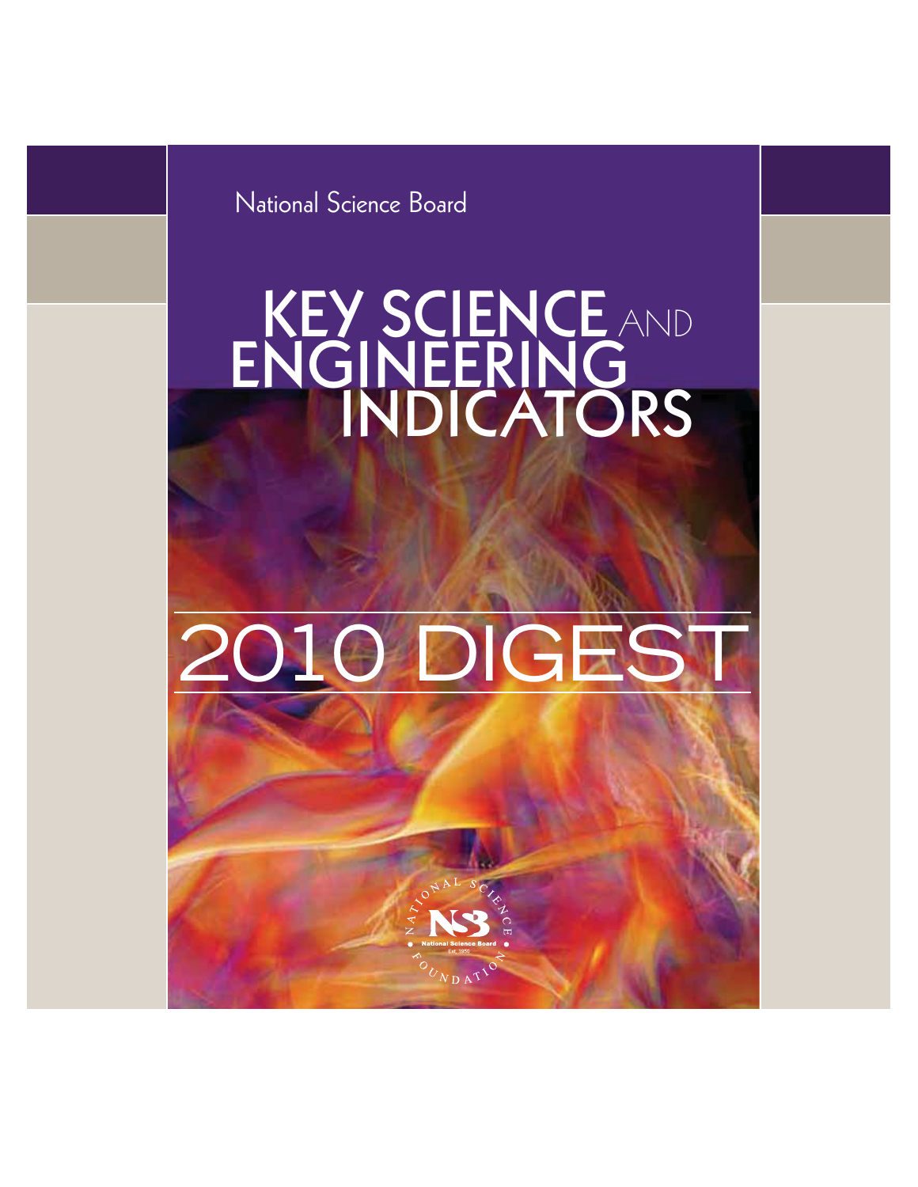National Science Board

# KEY SCIENCE AND ENGINEERING INDICATORS

# 2010 DIGEST

NATIONAL SCIENCE FOUNDATION

NSB

National Science Board

Est. 1950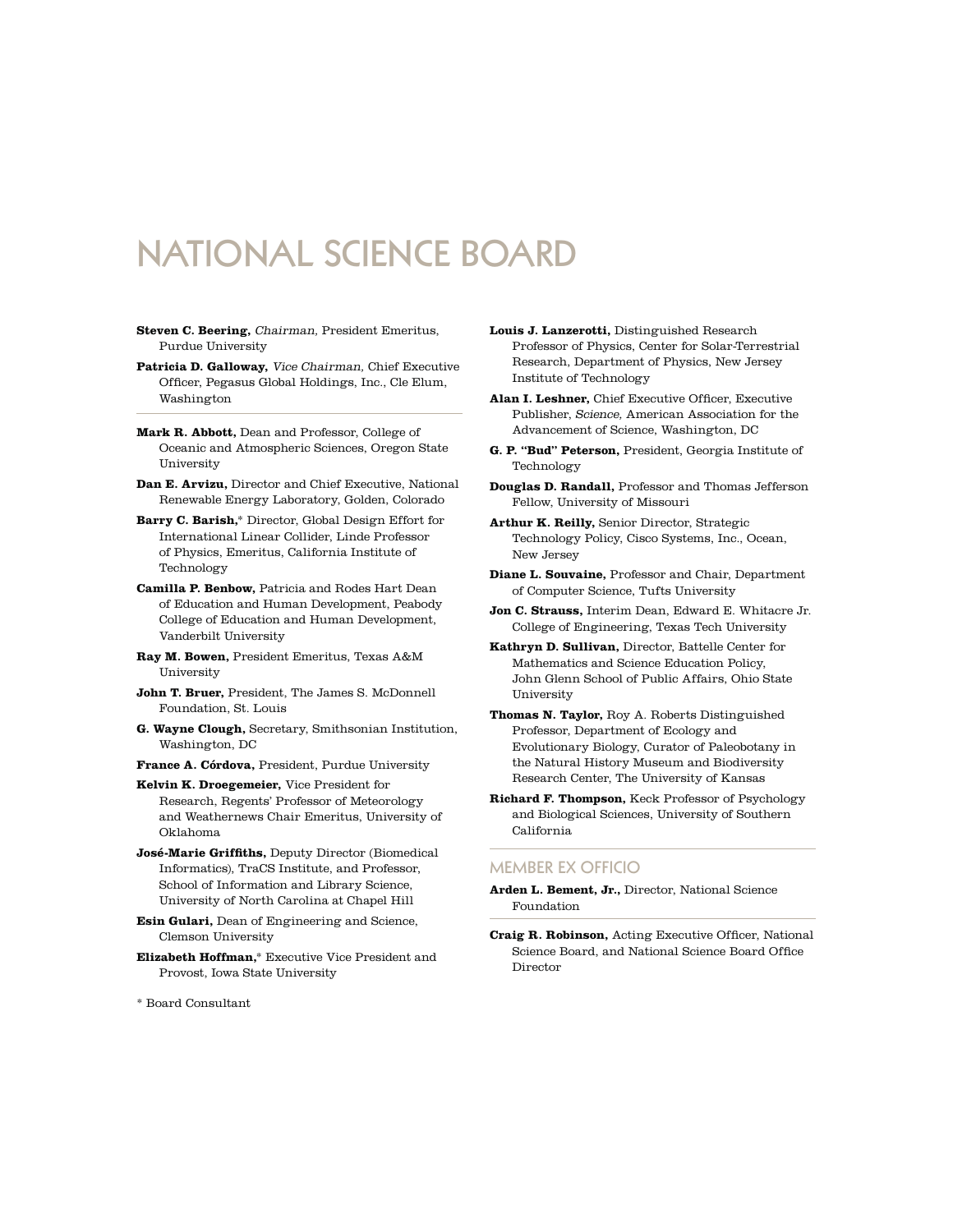# NATIONAL SCIENCE BOARD

**Steven C. Beering,** *Chairman,* President Emeritus, Purdue University

**Patricia D. Galloway,** *Vice Chairman,* Chief Executive Officer, Pegasus Global Holdings, Inc., Cle Elum, Washington

---

**Mark R. Abbott,** Dean and Professor, College of Oceanic and Atmospheric Sciences, Oregon State University

**Dan E. Arvizu,** Director and Chief Executive, National Renewable Energy Laboratory, Golden, Colorado

**Barry C. Barish,*** Director, Global Design Effort for International Linear Collider, Linde Professor of Physics, Emeritus, California Institute of Technology

**Camilla P. Benbow,** Patricia and Rodes Hart Dean of Education and Human Development, Peabody College of Education and Human Development, Vanderbilt University

**Ray M. Bowen,** President Emeritus, Texas A&M University

**John T. Bruer,** President, The James S. McDonnell Foundation, St. Louis

**G. Wayne Clough,** Secretary, Smithsonian Institution, Washington, DC

**France A. Córdova,** President, Purdue University

**Kelvin K. Droegemeier,** Vice President for Research, Regents' Professor of Meteorology and Weathernews Chair Emeritus, University of Oklahoma

**José-Marie Griffiths,** Deputy Director (Biomedical Informatics), TraCS Institute, and Professor, School of Information and Library Science, University of North Carolina at Chapel Hill

**Esin Gulari,** Dean of Engineering and Science, Clemson University

**Elizabeth Hoffman,*** Executive Vice President and Provost, Iowa State University

**Louis J. Lanzerotti,** Distinguished Research Professor of Physics, Center for Solar-Terrestrial Research, Department of Physics, New Jersey Institute of Technology

**Alan I. Leshner,** Chief Executive Officer, Executive Publisher, *Science,* American Association for the Advancement of Science, Washington, DC

**G. P. "Bud" Peterson,** President, Georgia Institute of Technology

**Douglas D. Randall,** Professor and Thomas Jefferson Fellow, University of Missouri

**Arthur K. Reilly,** Senior Director, Strategic Technology Policy, Cisco Systems, Inc., Ocean, New Jersey

**Diane L. Souvaine,** Professor and Chair, Department of Computer Science, Tufts University

**Jon C. Strauss,** Interim Dean, Edward E. Whitacre Jr. College of Engineering, Texas Tech University

**Kathryn D. Sullivan,** Director, Battelle Center for Mathematics and Science Education Policy, John Glenn School of Public Affairs, Ohio State University

**Thomas N. Taylor,** Roy A. Roberts Distinguished Professor, Department of Ecology and Evolutionary Biology, Curator of Paleobotany in the Natural History Museum and Biodiversity Research Center, The University of Kansas

**Richard F. Thompson,** Keck Professor of Psychology and Biological Sciences, University of Southern California

---

## MEMBER EX OFFICIO

**Arden L. Bement, Jr.,** Director, National Science Foundation

---

**Craig R. Robinson,** Acting Executive Officer, National Science Board, and National Science Board Office Director

\* Board Consultant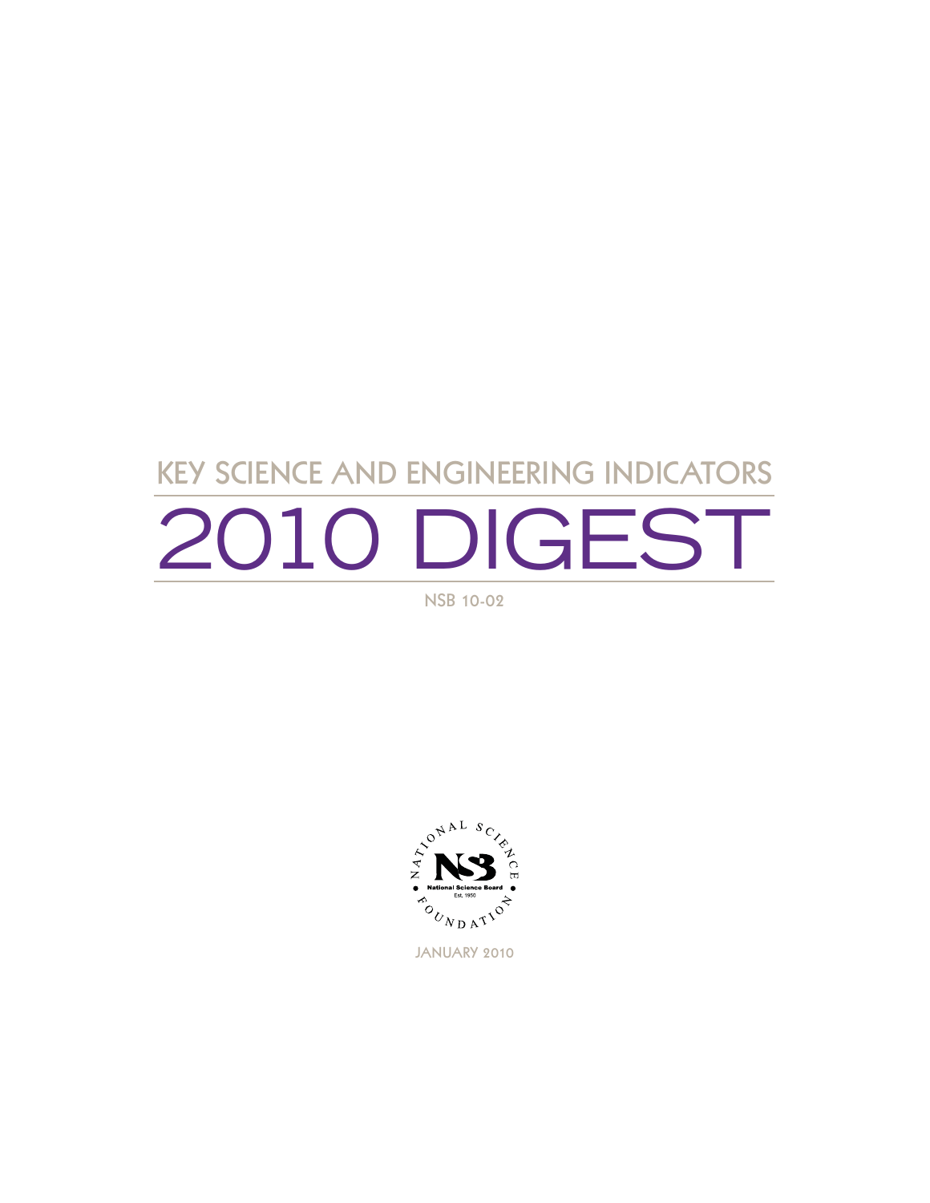# KEY SCIENCE AND ENGINEERING INDICATORS

# 2010 DIGEST

NSB 10-02

JANUARY 2010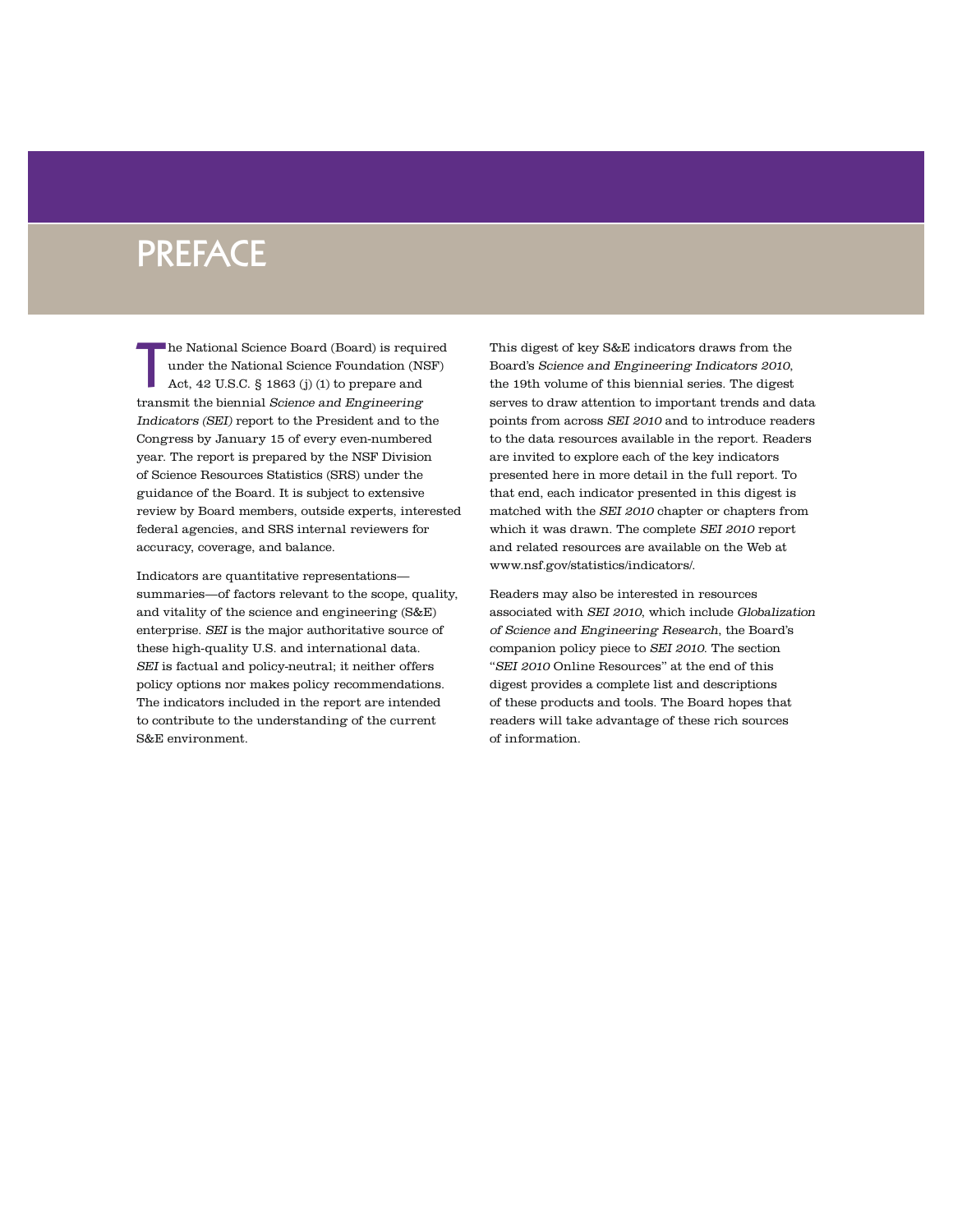# PREFACE

The National Science Board (Board) is required under the National Science Foundation (NSF) Act, 42 U.S.C. § 1863 (j) (1) to prepare and transmit the biennial *Science and Engineering Indicators (SEI)* report to the President and to the Congress by January 15 of every even-numbered year. The report is prepared by the NSF Division of Science Resources Statistics (SRS) under the guidance of the Board. It is subject to extensive review by Board members, outside experts, interested federal agencies, and SRS internal reviewers for accuracy, coverage, and balance.

Indicators are quantitative representations—summaries—of factors relevant to the scope, quality, and vitality of the science and engineering (S&E) enterprise. *SEI* is the major authoritative source of these high-quality U.S. and international data. *SEI* is factual and policy-neutral; it neither offers policy options nor makes policy recommendations. The indicators included in the report are intended to contribute to the understanding of the current S&E environment.

This digest of key S&E indicators draws from the Board's *Science and Engineering Indicators 2010*, the 19th volume of this biennial series. The digest serves to draw attention to important trends and data points from across *SEI 2010* and to introduce readers to the data resources available in the report. Readers are invited to explore each of the key indicators presented here in more detail in the full report. To that end, each indicator presented in this digest is matched with the *SEI 2010* chapter or chapters from which it was drawn. The complete *SEI 2010* report and related resources are available on the Web at www.nsf.gov/statistics/indicators/.

Readers may also be interested in resources associated with *SEI 2010*, which include *Globalization of Science and Engineering Research*, the Board's companion policy piece to *SEI 2010*. The section "*SEI 2010* Online Resources" at the end of this digest provides a complete list and descriptions of these products and tools. The Board hopes that readers will take advantage of these rich sources of information.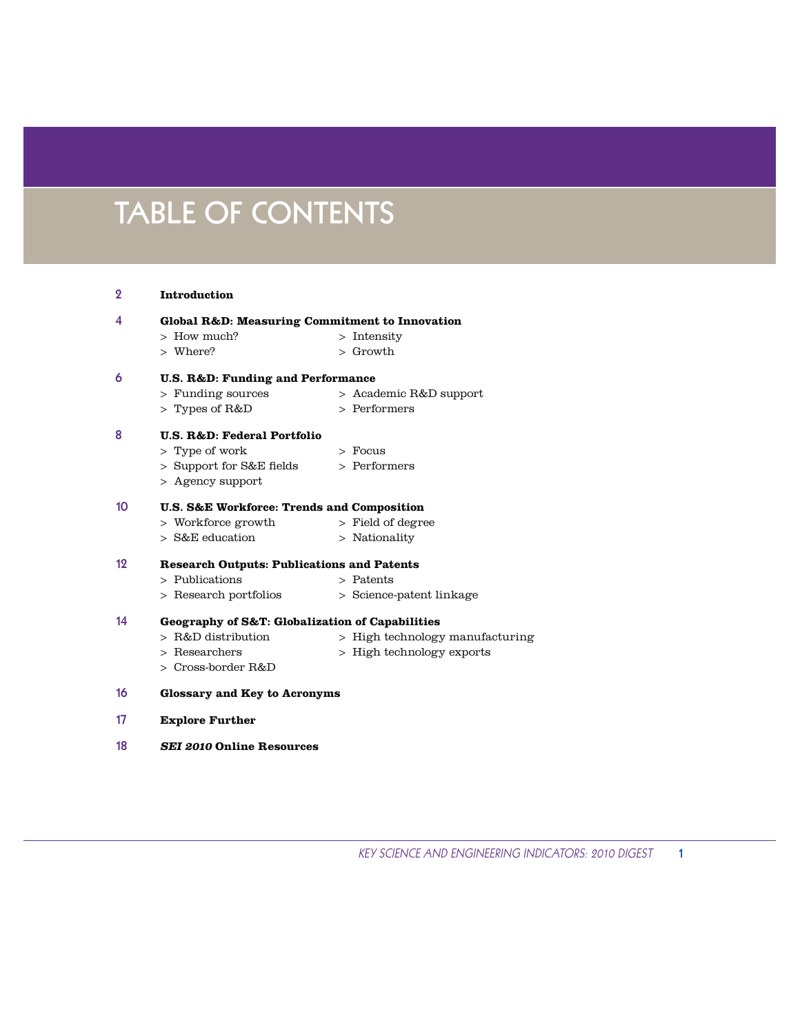# TABLE OF CONTENTS

2 **Introduction**

4 **Global R&D: Measuring Commitment to Innovation**
- > How much?
- > Where?
- > Intensity
- > Growth

6 **U.S. R&D: Funding and Performance**
- > Funding sources
- > Types of R&D
- > Academic R&D support
- > Performers

8 **U.S. R&D: Federal Portfolio**
- > Type of work
- > Support for S&E fields
- > Agency support
- > Focus
- > Performers

10 **U.S. S&E Workforce: Trends and Composition**
- > Workforce growth
- > S&E education
- > Field of degree
- > Nationality

12 **Research Outputs: Publications and Patents**
- > Publications
- > Research portfolios
- > Patents
- > Science-patent linkage

14 **Geography of S&T: Globalization of Capabilities**
- > R&D distribution
- > Researchers
- > Cross-border R&D
- > High technology manufacturing
- > High technology exports

16 **Glossary and Key to Acronyms**

17 **Explore Further**

18 ***SEI 2010* Online Resources**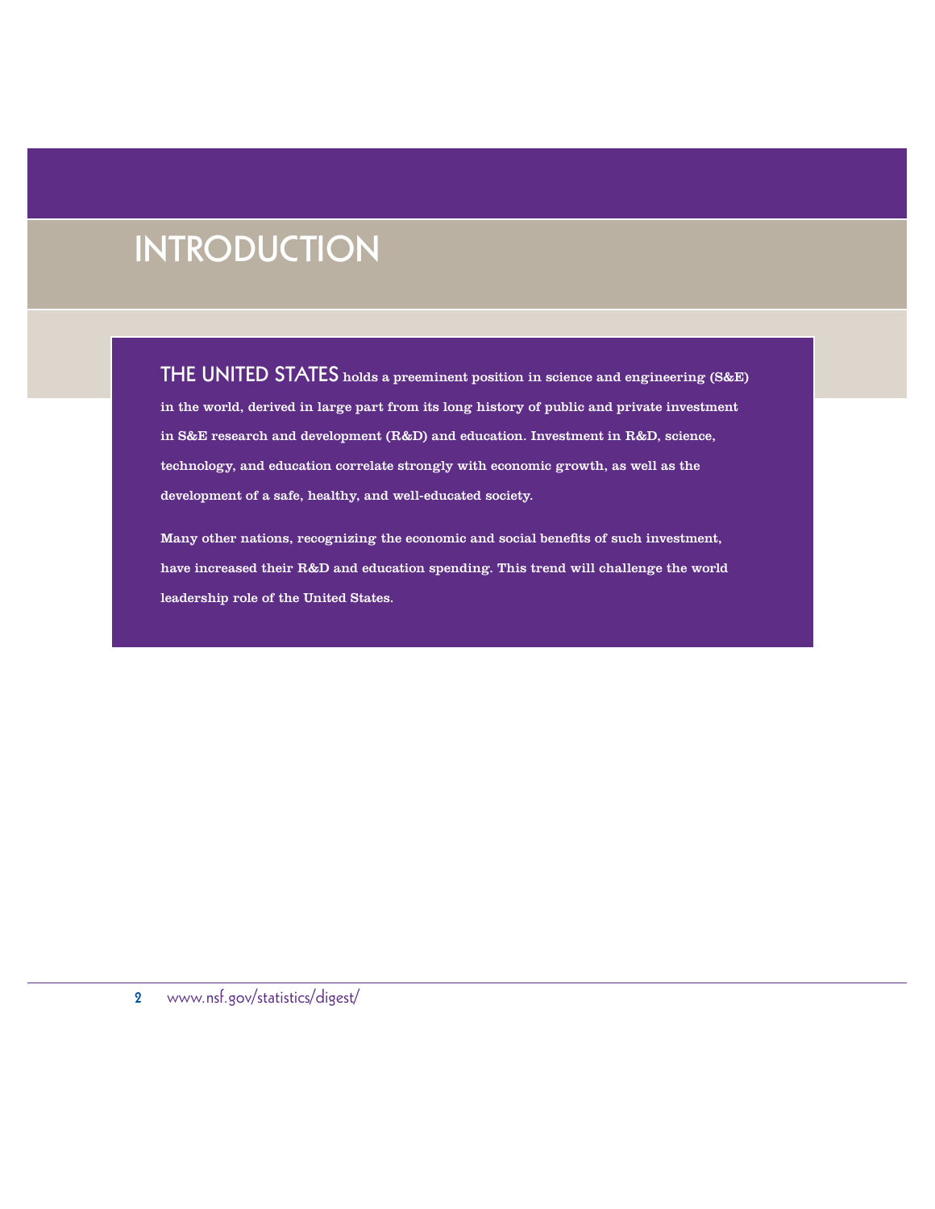# INTRODUCTION

THE UNITED STATES holds a preeminent position in science and engineering (S&E) in the world, derived in large part from its long history of public and private investment in S&E research and development (R&D) and education. Investment in R&D, science, technology, and education correlate strongly with economic growth, as well as the development of a safe, healthy, and well-educated society.

Many other nations, recognizing the economic and social benefits of such investment, have increased their R&D and education spending. This trend will challenge the world leadership role of the United States.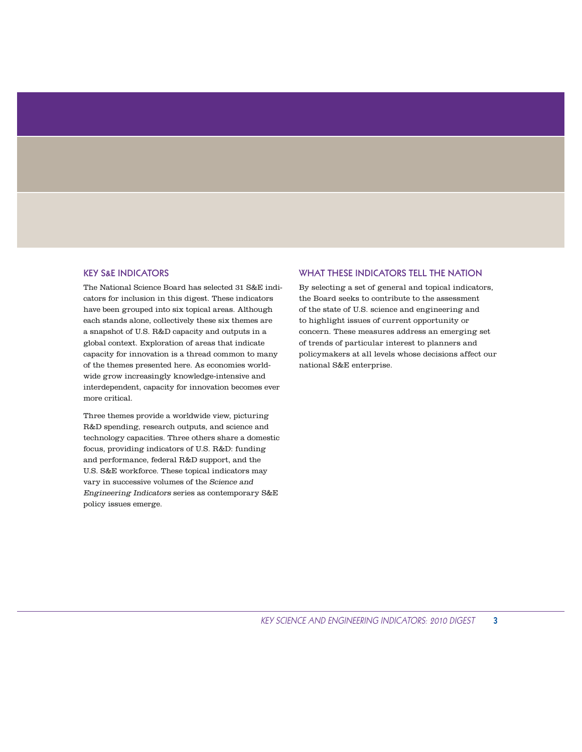## KEY S&E INDICATORS

The National Science Board has selected 31 S&E indicators for inclusion in this digest. These indicators have been grouped into six topical areas. Although each stands alone, collectively these six themes are a snapshot of U.S. R&D capacity and outputs in a global context. Exploration of areas that indicate capacity for innovation is a thread common to many of the themes presented here. As economies worldwide grow increasingly knowledge-intensive and interdependent, capacity for innovation becomes ever more critical.

Three themes provide a worldwide view, picturing R&D spending, research outputs, and science and technology capacities. Three others share a domestic focus, providing indicators of U.S. R&D: funding and performance, federal R&D support, and the U.S. S&E workforce. These topical indicators may vary in successive volumes of the *Science and Engineering Indicators* series as contemporary S&E policy issues emerge.

## WHAT THESE INDICATORS TELL THE NATION

By selecting a set of general and topical indicators, the Board seeks to contribute to the assessment of the state of U.S. science and engineering and to highlight issues of current opportunity or concern. These measures address an emerging set of trends of particular interest to planners and policymakers at all levels whose decisions affect our national S&E enterprise.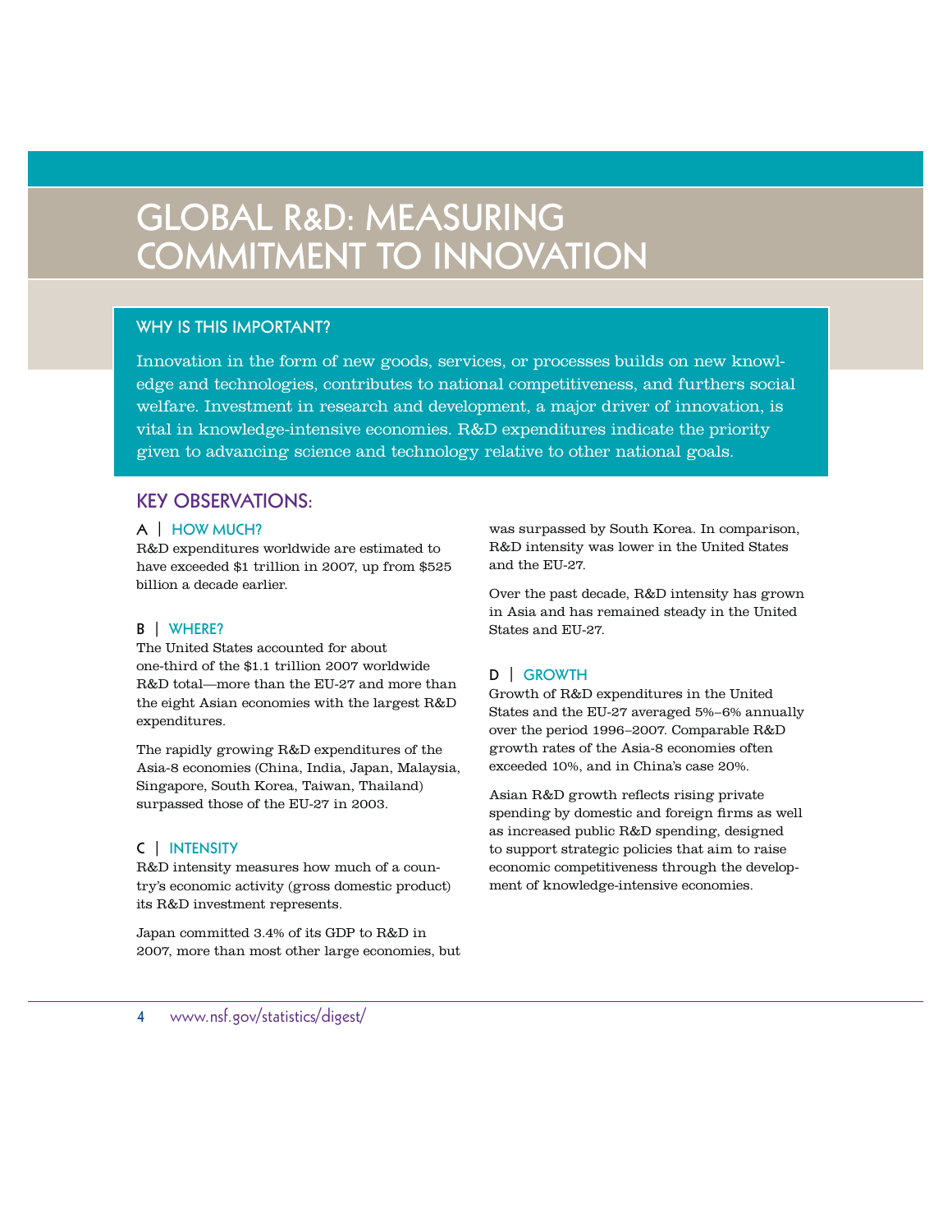# GLOBAL R&D: MEASURING COMMITMENT TO INNOVATION

## WHY IS THIS IMPORTANT?

Innovation in the form of new goods, services, or processes builds on new knowledge and technologies, contributes to national competitiveness, and furthers social welfare. Investment in research and development, a major driver of innovation, is vital in knowledge-intensive economies. R&D expenditures indicate the priority given to advancing science and technology relative to other national goals.

## KEY OBSERVATIONS:

### A | HOW MUCH?

R&D expenditures worldwide are estimated to have exceeded $1 trillion in 2007, up from $525 billion a decade earlier.

### B | WHERE?

The United States accounted for about one-third of the $1.1 trillion 2007 worldwide R&D total—more than the EU-27 and more than the eight Asian economies with the largest R&D expenditures.

The rapidly growing R&D expenditures of the Asia-8 economies (China, India, Japan, Malaysia, Singapore, South Korea, Taiwan, Thailand) surpassed those of the EU-27 in 2003.

### C | INTENSITY

R&D intensity measures how much of a country's economic activity (gross domestic product) its R&D investment represents.

Japan committed 3.4% of its GDP to R&D in 2007, more than most other large economies, but was surpassed by South Korea. In comparison, R&D intensity was lower in the United States and the EU-27.

Over the past decade, R&D intensity has grown in Asia and has remained steady in the United States and EU-27.

### D | GROWTH

Growth of R&D expenditures in the United States and the EU-27 averaged 5%–6% annually over the period 1996–2007. Comparable R&D growth rates of the Asia-8 economies often exceeded 10%, and in China's case 20%.

Asian R&D growth reflects rising private spending by domestic and foreign firms as well as increased public R&D spending, designed to support strategic policies that aim to raise economic competitiveness through the development of knowledge-intensive economies.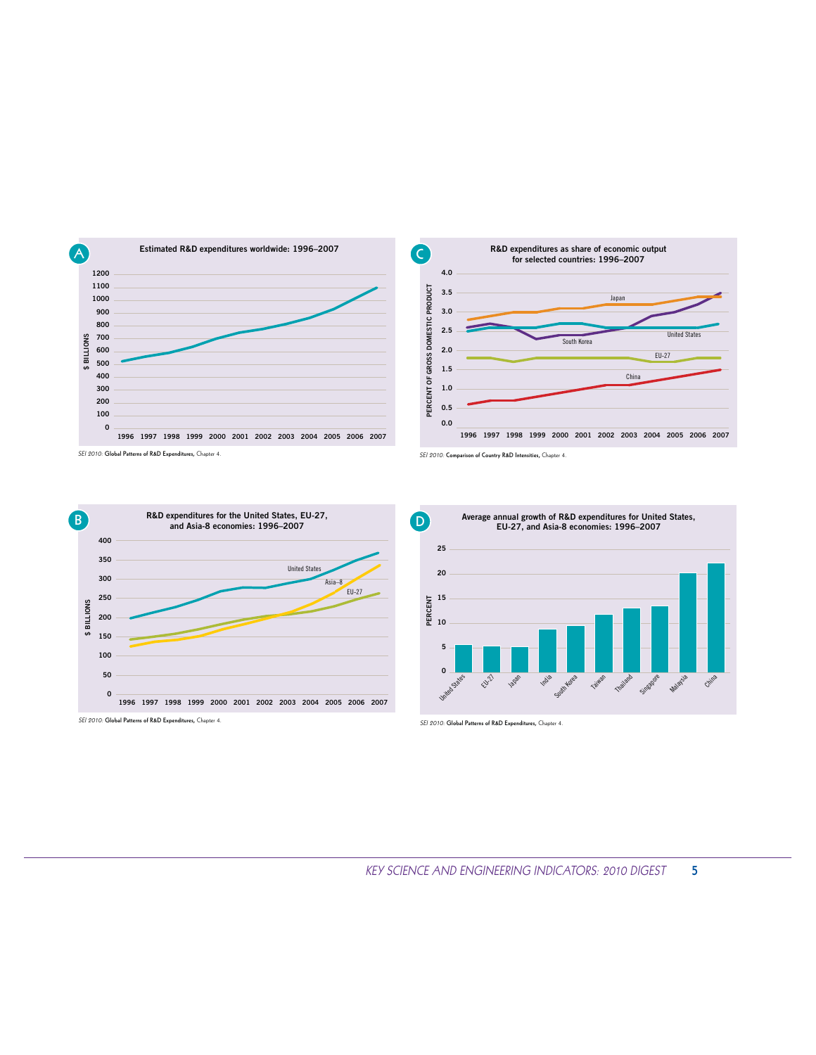A

**Estimated R&D expenditures worldwide: 1996–2007**

$ BILLIONS

1200
1100
1000
900
800
700
600
500
400
300
200
100
0

1996 1997 1998 1999 2000 2001 2002 2003 2004 2005 2006 2007

*SEI 2010:* **Global Patterns of R&D Expenditures,** Chapter 4.

C

**R&D expenditures as share of economic output for selected countries: 1996–2007**

PERCENT OF GROSS DOMESTIC PRODUCT

4.0
3.5
3.0
2.5
2.0
1.5
1.0
0.5
0.0

Japan
United States
South Korea
EU-27
China

1996 1997 1998 1999 2000 2001 2002 2003 2004 2005 2006 2007

*SEI 2010:* **Comparison of Country R&D Intensities,** Chapter 4.

B

**R&D expenditures for the United States, EU-27, and Asia-8 economies: 1996–2007**

$ BILLIONS

400
350
300
250
200
150
100
50
0

United States
Asia–8
EU-27

1996 1997 1998 1999 2000 2001 2002 2003 2004 2005 2006 2007

*SEI 2010:* **Global Patterns of R&D Expenditures,** Chapter 4.

D

**Average annual growth of R&D expenditures for United States, EU-27, and Asia-8 economies: 1996–2007**

PERCENT

25
20
15
10
5
0

United States
EU-27
Japan
India
South Korea
Taiwan
Thailand
Singapore
Malaysia
China

*SEI 2010:* **Global Patterns of R&D Expenditures,** Chapter 4.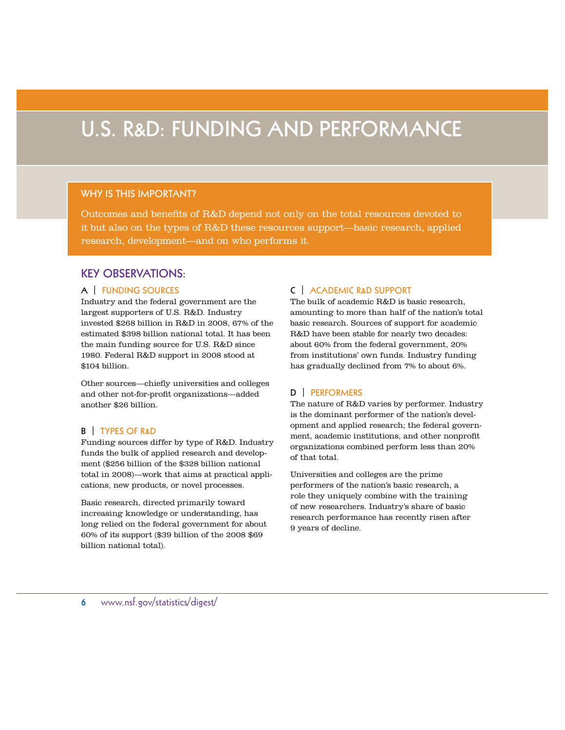# U.S. R&D: FUNDING AND PERFORMANCE

## WHY IS THIS IMPORTANT?

Outcomes and benefits of R&D depend not only on the total resources devoted to it but also on the types of R&D these resources support—basic research, applied research, development—and on who performs it.

## KEY OBSERVATIONS:

### A | FUNDING SOURCES

Industry and the federal government are the largest supporters of U.S. R&D. Industry invested $268 billion in R&D in 2008, 67% of the estimated $398 billion national total. It has been the main funding source for U.S. R&D since 1980. Federal R&D support in 2008 stood at $104 billion.

Other sources—chiefly universities and colleges and other not-for-profit organizations—added another $26 billion.

### B | TYPES OF R&D

Funding sources differ by type of R&D. Industry funds the bulk of applied research and development ($256 billion of the $328 billion national total in 2008)—work that aims at practical applications, new products, or novel processes.

Basic research, directed primarily toward increasing knowledge or understanding, has long relied on the federal government for about 60% of its support ($39 billion of the 2008 $69 billion national total).

### C | ACADEMIC R&D SUPPORT

The bulk of academic R&D is basic research, amounting to more than half of the nation's total basic research. Sources of support for academic R&D have been stable for nearly two decades: about 60% from the federal government, 20% from institutions' own funds. Industry funding has gradually declined from 7% to about 6%.

### D | PERFORMERS

The nature of R&D varies by performer. Industry is the dominant performer of the nation's development and applied research; the federal government, academic institutions, and other nonprofit organizations combined perform less than 20% of that total.

Universities and colleges are the prime performers of the nation's basic research, a role they uniquely combine with the training of new researchers. Industry's share of basic research performance has recently risen after 9 years of decline.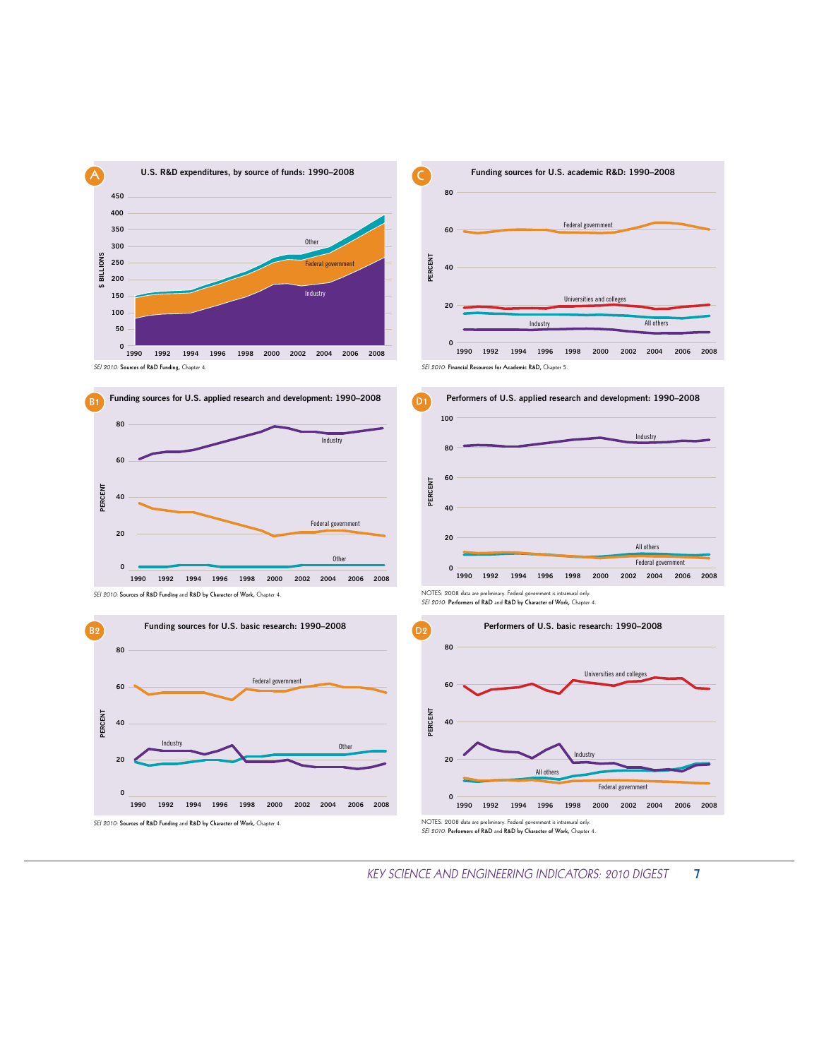A

U.S. R&D expenditures, by source of funds: 1990–2008

$ BILLIONS

450
400
350
300
250
200
150
100
50
0

1990 1992 1994 1996 1998 2000 2002 2004 2006 2008

Other

Federal government

Industry

*SEI 2010:* **Sources of R&D Funding,** Chapter 4.

C

Funding sources for U.S. academic R&D: 1990–2008

PERCENT

80
60
40
20
0

1990 1992 1994 1996 1998 2000 2002 2004 2006 2008

Federal government

Universities and colleges

Industry

All others

*SEI 2010:* **Financial Resources for Academic R&D,** Chapter 5.

B1

Funding sources for U.S. applied research and development: 1990–2008

PERCENT

80
60
40
20
0

1990 1992 1994 1996 1998 2000 2002 2004 2006 2008

Industry

Federal government

Other

*SEI 2010:* **Sources of R&D Funding** and **R&D by Character of Work,** Chapter 4.

D1

Performers of U.S. applied research and development: 1990–2008

PERCENT

100
80
60
40
20
0

1990 1992 1994 1996 1998 2000 2002 2004 2006 2008

Industry

All others

Federal government

NOTES: 2008 data are preliminary. Federal government is intramural only.
*SEI 2010:* **Performers of R&D** and **R&D by Character of Work,** Chapter 4.

B2

Funding sources for U.S. basic research: 1990–2008

PERCENT

80
60
40
20
0

1990 1992 1994 1996 1998 2000 2002 2004 2006 2008

Federal government

Industry

Other

*SEI 2010:* **Sources of R&D Funding** and **R&D by Character of Work,** Chapter 4.

D2

Performers of U.S. basic research: 1990–2008

PERCENT

80
60
40
20
0

1990 1992 1994 1996 1998 2000 2002 2004 2006 2008

Universities and colleges

Industry

All others

Federal government

NOTES: 2008 data are preliminary. Federal government is intramural only.
*SEI 2010:* **Performers of R&D** and **R&D by Character of Work,** Chapter 4.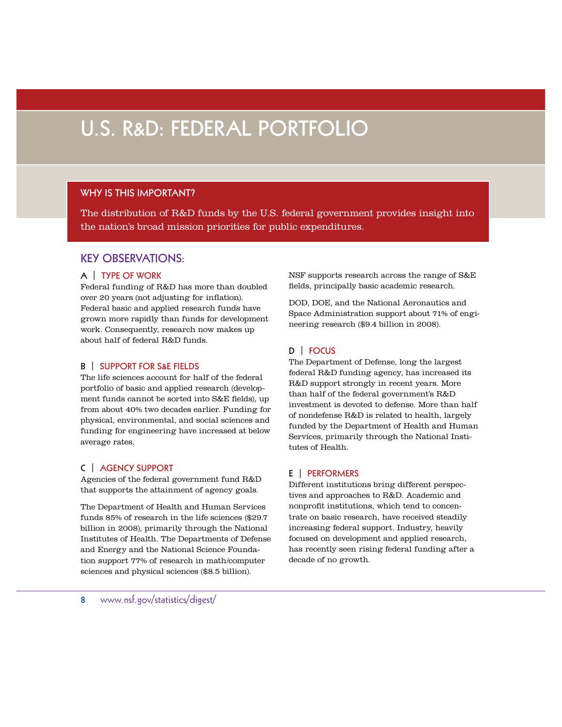# U.S. R&D: FEDERAL PORTFOLIO

## WHY IS THIS IMPORTANT?

The distribution of R&D funds by the U.S. federal government provides insight into the nation's broad mission priorities for public expenditures.

## KEY OBSERVATIONS:

### A | TYPE OF WORK

Federal funding of R&D has more than doubled over 20 years (not adjusting for inflation). Federal basic and applied research funds have grown more rapidly than funds for development work. Consequently, research now makes up about half of federal R&D funds.

### B | SUPPORT FOR S&E FIELDS

The life sciences account for half of the federal portfolio of basic and applied research (development funds cannot be sorted into S&E fields), up from about 40% two decades earlier. Funding for physical, environmental, and social sciences and funding for engineering have increased at below average rates.

### C | AGENCY SUPPORT

Agencies of the federal government fund R&D that supports the attainment of agency goals.

The Department of Health and Human Services funds 85% of research in the life sciences ($29.7 billion in 2008), primarily through the National Institutes of Health. The Departments of Defense and Energy and the National Science Foundation support 77% of research in math/computer sciences and physical sciences ($8.5 billion).

NSF supports research across the range of S&E fields, principally basic academic research.

DOD, DOE, and the National Aeronautics and Space Administration support about 71% of engineering research ($9.4 billion in 2008).

### D | FOCUS

The Department of Defense, long the largest federal R&D funding agency, has increased its R&D support strongly in recent years. More than half of the federal government's R&D investment is devoted to defense. More than half of nondefense R&D is related to health, largely funded by the Department of Health and Human Services, primarily through the National Institutes of Health.

### E | PERFORMERS

Different institutions bring different perspectives and approaches to R&D. Academic and nonprofit institutions, which tend to concentrate on basic research, have received steadily increasing federal support. Industry, heavily focused on development and applied research, has recently seen rising federal funding after a decade of no growth.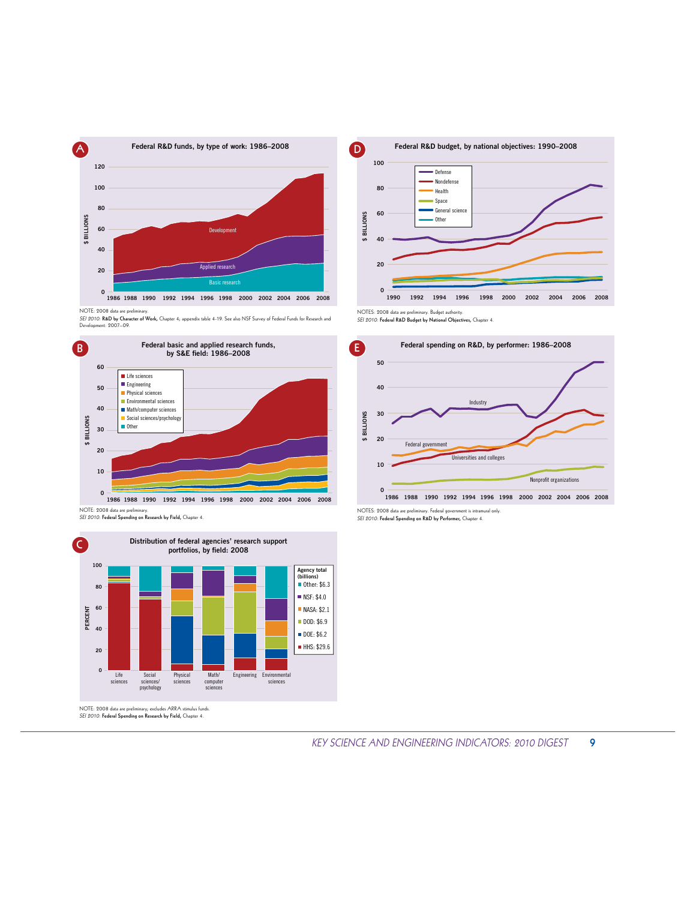## A Federal R&D funds, by type of work: 1986–2008

NOTE: 2008 data are preliminary.
*SEI 2010:* **R&D by Character of Work,** Chapter 4; appendix table 4-19. See also NSF Survey of Federal Funds for Research and Development: 2007–09.

## B Federal basic and applied research funds, by S&E field: 1986–2008

NOTE: 2008 data are preliminary.
*SEI 2010:* **Federal Spending on Research by Field,** Chapter 4.

## C Distribution of federal agencies' research support portfolios, by field: 2008

Agency total (billions)

- Other: \$6.3
- NSF: \$4.0
- NASA: \$2.1
- DOD: \$6.9
- DOE: \$6.2
- HHS: \$29.6

NOTE: 2008 data are preliminary; excludes ARRA stimulus funds.
*SEI 2010:* **Federal Spending on Research by Field,** Chapter 4.

## D Federal R&D budget, by national objectives: 1990–2008

NOTES: 2008 data are preliminary. Budget authority.
*SEI 2010:* **Federal R&D Budget by National Objectives,** Chapter 4.

## E Federal spending on R&D, by performer: 1986–2008

NOTES: 2008 data are preliminary. Federal government is intramural only.
*SEI 2010:* **Federal Spending on R&D by Performer,** Chapter 4.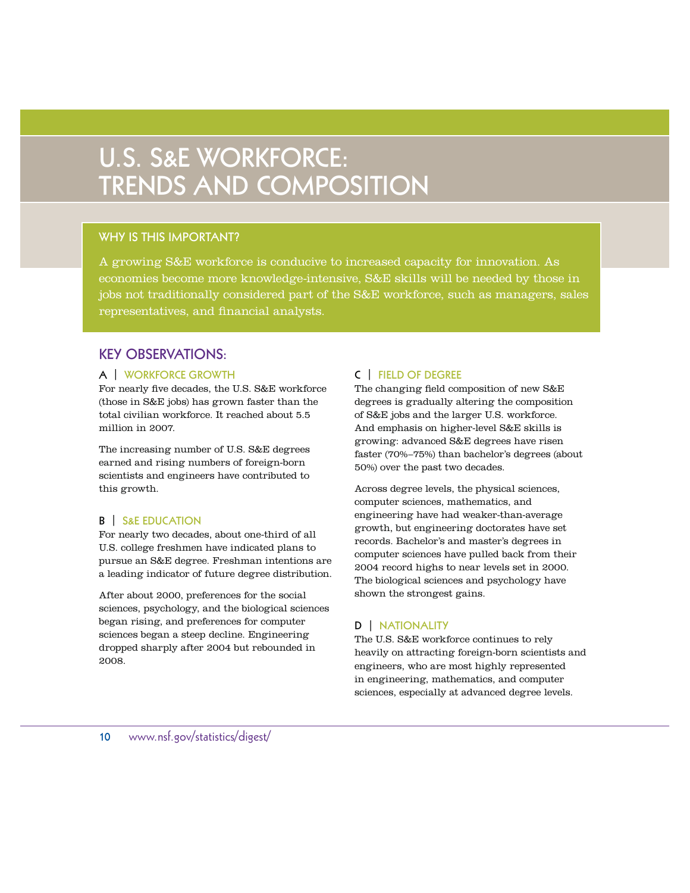# U.S. S&E WORKFORCE: TRENDS AND COMPOSITION

## WHY IS THIS IMPORTANT?

A growing S&E workforce is conducive to increased capacity for innovation. As economies become more knowledge-intensive, S&E skills will be needed by those in jobs not traditionally considered part of the S&E workforce, such as managers, sales representatives, and financial analysts.

## KEY OBSERVATIONS:

### A | WORKFORCE GROWTH

For nearly five decades, the U.S. S&E workforce (those in S&E jobs) has grown faster than the total civilian workforce. It reached about 5.5 million in 2007.

The increasing number of U.S. S&E degrees earned and rising numbers of foreign-born scientists and engineers have contributed to this growth.

### B | S&E EDUCATION

For nearly two decades, about one-third of all U.S. college freshmen have indicated plans to pursue an S&E degree. Freshman intentions are a leading indicator of future degree distribution.

After about 2000, preferences for the social sciences, psychology, and the biological sciences began rising, and preferences for computer sciences began a steep decline. Engineering dropped sharply after 2004 but rebounded in 2008.

### C | FIELD OF DEGREE

The changing field composition of new S&E degrees is gradually altering the composition of S&E jobs and the larger U.S. workforce. And emphasis on higher-level S&E skills is growing: advanced S&E degrees have risen faster (70%–75%) than bachelor's degrees (about 50%) over the past two decades.

Across degree levels, the physical sciences, computer sciences, mathematics, and engineering have had weaker-than-average growth, but engineering doctorates have set records. Bachelor's and master's degrees in computer sciences have pulled back from their 2004 record highs to near levels set in 2000. The biological sciences and psychology have shown the strongest gains.

### D | NATIONALITY

The U.S. S&E workforce continues to rely heavily on attracting foreign-born scientists and engineers, who are most highly represented in engineering, mathematics, and computer sciences, especially at advanced degree levels.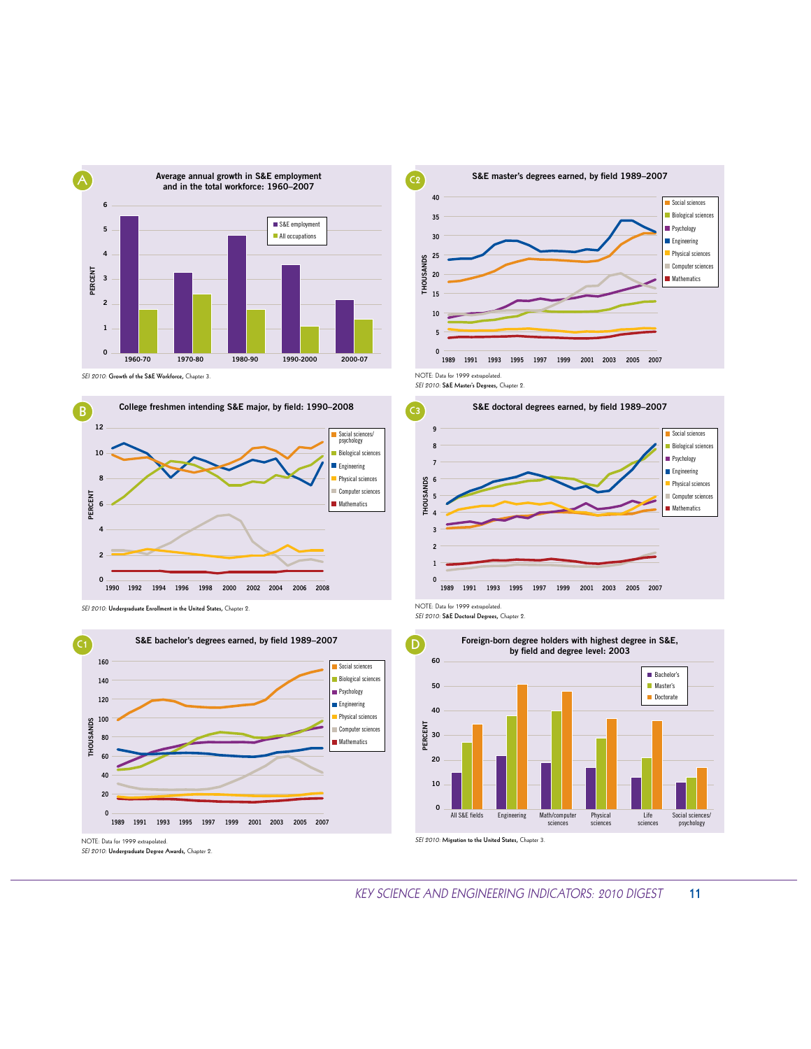A

Average annual growth in S&E employment and in the total workforce: 1960–2007

PERCENT

6
5
4
3
2
1
0

1960-70
1970-80
1980-90
1990-2000
2000-07

S&E employment
All occupations

*SEI 2010:* **Growth of the S&E Workforce,** Chapter 3.

C2

S&E master's degrees earned, by field 1989–2007

THOUSANDS

40
35
30
25
20
15
10
5
0

1989 1991 1993 1995 1997 1999 2001 2003 2005 2007

Social sciences
Biological sciences
Psychology
Engineering
Physical sciences
Computer sciences
Mathematics

NOTE: Data for 1999 extrapolated.
*SEI 2010:* **S&E Master's Degrees,** Chapter 2.

B

College freshmen intending S&E major, by field: 1990–2008

PERCENT

12
10
8
6
4
2
0

1990 1992 1994 1996 1998 2000 2002 2004 2006 2008

Social sciences/ psychology
Biological sciences
Engineering
Physical sciences
Computer sciences
Mathematics

*SEI 2010:* **Undergraduate Enrollment in the United States,** Chapter 2.

C3

S&E doctoral degrees earned, by field 1989–2007

THOUSANDS

9
8
7
6
5
4
3
2
1
0

1989 1991 1993 1995 1997 1999 2001 2003 2005 2007

Social sciences
Biological sciences
Psychology
Engineering
Physical sciences
Computer sciences
Mathematics

NOTE: Data for 1999 extrapolated.
*SEI 2010:* **S&E Doctoral Degrees,** Chapter 2.

C1

S&E bachelor's degrees earned, by field 1989–2007

THOUSANDS

160
140
120
100
80
60
40
20
0

1989 1991 1993 1995 1997 1999 2001 2003 2005 2007

Social sciences
Biological sciences
Psychology
Engineering
Physical sciences
Computer sciences
Mathematics

NOTE: Data for 1999 extrapolated.
*SEI 2010:* **Undergraduate Degree Awards,** Chapter 2.

D

Foreign-born degree holders with highest degree in S&E, by field and degree level: 2003

PERCENT

60
50
40
30
20
10
0

All S&E fields
Engineering
Math/computer sciences
Physical sciences
Life sciences
Social sciences/ psychology

Bachelor's
Master's
Doctorate

*SEI 2010:* **Migration to the United States,** Chapter 3.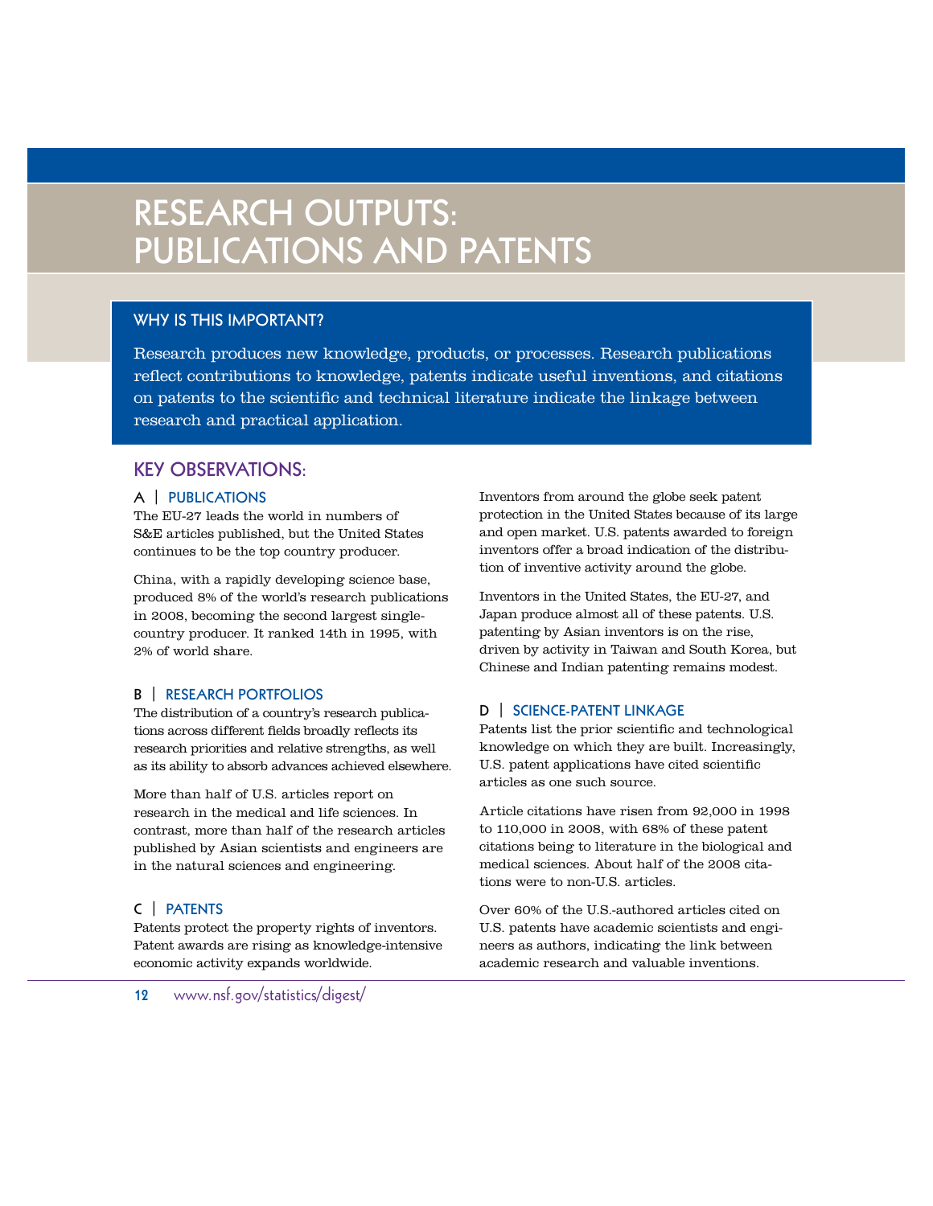# RESEARCH OUTPUTS: PUBLICATIONS AND PATENTS

## WHY IS THIS IMPORTANT?

Research produces new knowledge, products, or processes. Research publications reflect contributions to knowledge, patents indicate useful inventions, and citations on patents to the scientific and technical literature indicate the linkage between research and practical application.

## KEY OBSERVATIONS:

### A | PUBLICATIONS

The EU-27 leads the world in numbers of S&E articles published, but the United States continues to be the top country producer.

China, with a rapidly developing science base, produced 8% of the world's research publications in 2008, becoming the second largest single-country producer. It ranked 14th in 1995, with 2% of world share.

### B | RESEARCH PORTFOLIOS

The distribution of a country's research publications across different fields broadly reflects its research priorities and relative strengths, as well as its ability to absorb advances achieved elsewhere.

More than half of U.S. articles report on research in the medical and life sciences. In contrast, more than half of the research articles published by Asian scientists and engineers are in the natural sciences and engineering.

### C | PATENTS

Patents protect the property rights of inventors. Patent awards are rising as knowledge-intensive economic activity expands worldwide.

Inventors from around the globe seek patent protection in the United States because of its large and open market. U.S. patents awarded to foreign inventors offer a broad indication of the distribution of inventive activity around the globe.

Inventors in the United States, the EU-27, and Japan produce almost all of these patents. U.S. patenting by Asian inventors is on the rise, driven by activity in Taiwan and South Korea, but Chinese and Indian patenting remains modest.

### D | SCIENCE-PATENT LINKAGE

Patents list the prior scientific and technological knowledge on which they are built. Increasingly, U.S. patent applications have cited scientific articles as one such source.

Article citations have risen from 92,000 in 1998 to 110,000 in 2008, with 68% of these patent citations being to literature in the biological and medical sciences. About half of the 2008 citations were to non-U.S. articles.

Over 60% of the U.S.-authored articles cited on U.S. patents have academic scientists and engineers as authors, indicating the link between academic research and valuable inventions.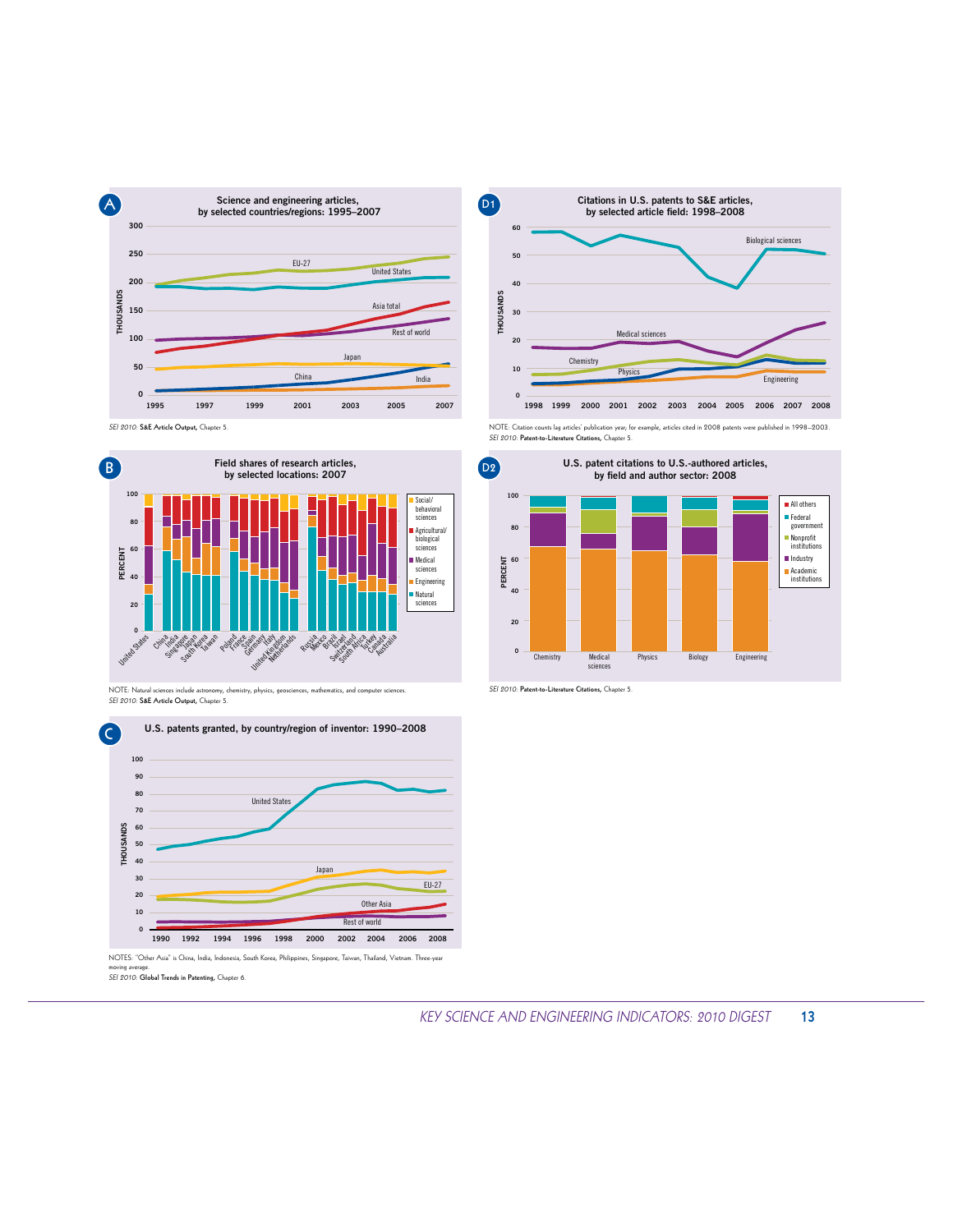A

**Science and engineering articles, by selected countries/regions: 1995–2007**

THOUSANDS

300
250
200
150
100
50
0

1995 1997 1999 2001 2003 2005 2007

EU-27
United States
Asia total
Rest of world
Japan
China
India

*SEI 2010:* **S&E Article Output,** Chapter 5.

D1

**Citations in U.S. patents to S&E articles, by selected article field: 1998–2008**

THOUSANDS

60
50
40
30
20
10
0

1998 1999 2000 2001 2002 2003 2004 2005 2006 2007 2008

Biological sciences
Medical sciences
Chemistry
Physics
Engineering

NOTE: Citation counts lag articles' publication year; for example, articles cited in 2008 patents were published in 1998–2003.
*SEI 2010:* **Patent-to-Literature Citations,** Chapter 5.

B

**Field shares of research articles, by selected locations: 2007**

PERCENT

100
80
60
40
20
0

United States
China
India
Singapore
Japan
South Korea
Taiwan
Poland
France
Spain
Germany
Italy
United Kingdom
Netherlands
Russia
Mexico
Brazil
Israel
Switzerland
South Africa
Turkey
Canada
Australia

Social/behavioral sciences
Agricultural/biological sciences
Medical sciences
Engineering
Natural sciences

NOTE: Natural sciences include astronomy, chemistry, physics, geosciences, mathematics, and computer sciences.
*SEI 2010:* **S&E Article Output,** Chapter 5.

D2

**U.S. patent citations to U.S.-authored articles, by field and author sector: 2008**

PERCENT

100
80
60
40
20
0

Chemistry
Medical sciences
Physics
Biology
Engineering

All others
Federal government
Nonprofit institutions
Industry
Academic institutions

*SEI 2010:* **Patent-to-Literature Citations,** Chapter 5.

C

**U.S. patents granted, by country/region of inventor: 1990–2008**

THOUSANDS

100
90
80
70
60
50
40
30
20
10
0

1990 1992 1994 1996 1998 2000 2002 2004 2006 2008

United States
Japan
EU-27
Other Asia
Rest of world

NOTES: "Other Asia" is China, India, Indonesia, South Korea, Philippines, Singapore, Taiwan, Thailand, Vietnam. Three-year moving average.
*SEI 2010:* **Global Trends in Patenting,** Chapter 6.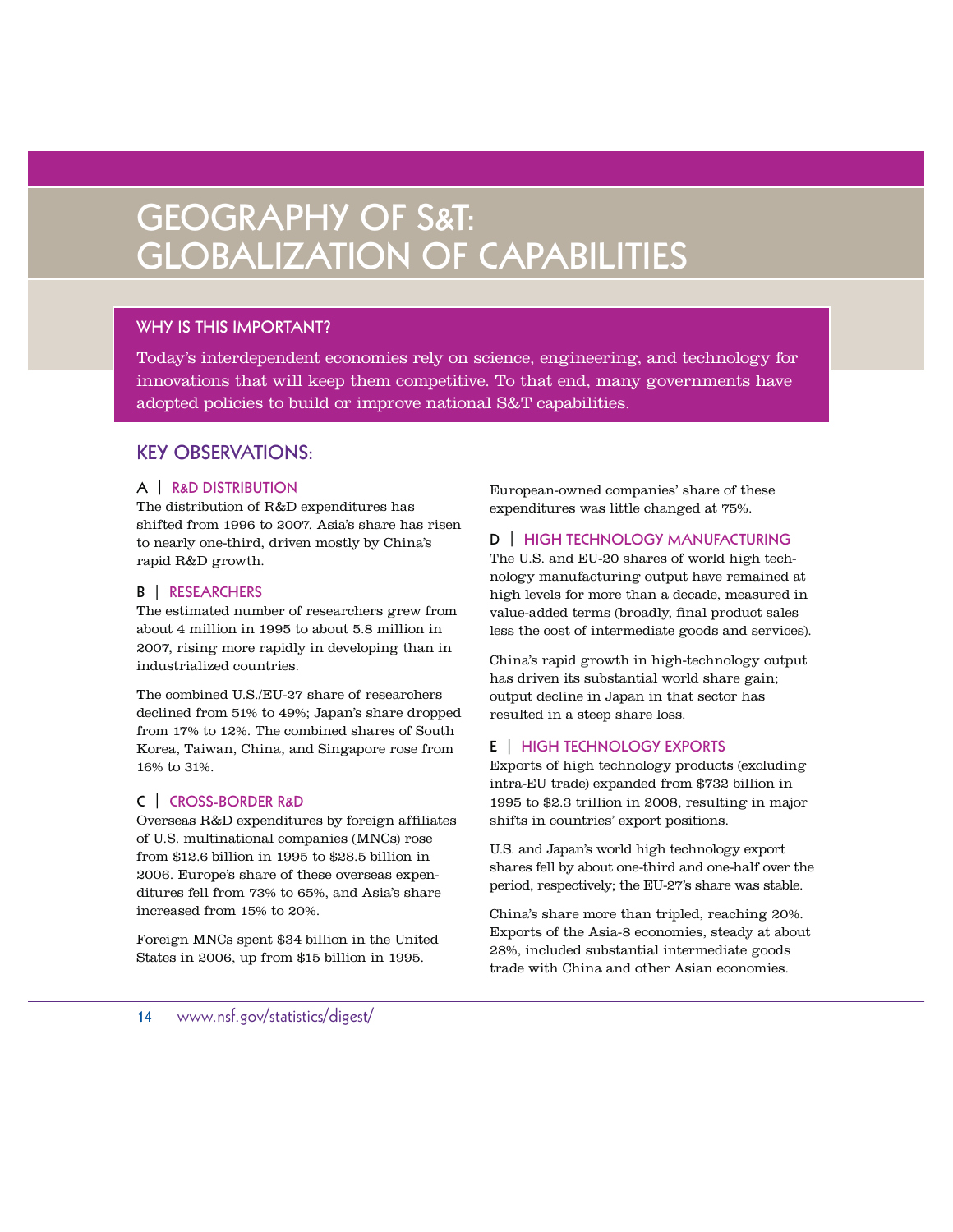# GEOGRAPHY OF S&T: GLOBALIZATION OF CAPABILITIES

## WHY IS THIS IMPORTANT?

Today's interdependent economies rely on science, engineering, and technology for innovations that will keep them competitive. To that end, many governments have adopted policies to build or improve national S&T capabilities.

## KEY OBSERVATIONS:

### A | R&D DISTRIBUTION

The distribution of R&D expenditures has shifted from 1996 to 2007. Asia's share has risen to nearly one-third, driven mostly by China's rapid R&D growth.

### B | RESEARCHERS

The estimated number of researchers grew from about 4 million in 1995 to about 5.8 million in 2007, rising more rapidly in developing than in industrialized countries.

The combined U.S./EU-27 share of researchers declined from 51% to 49%; Japan's share dropped from 17% to 12%. The combined shares of South Korea, Taiwan, China, and Singapore rose from 16% to 31%.

### C | CROSS-BORDER R&D

Overseas R&D expenditures by foreign affiliates of U.S. multinational companies (MNCs) rose from $12.6 billion in 1995 to $28.5 billion in 2006. Europe's share of these overseas expenditures fell from 73% to 65%, and Asia's share increased from 15% to 20%.

Foreign MNCs spent $34 billion in the United States in 2006, up from $15 billion in 1995. European-owned companies' share of these expenditures was little changed at 75%.

### D | HIGH TECHNOLOGY MANUFACTURING

The U.S. and EU-20 shares of world high technology manufacturing output have remained at high levels for more than a decade, measured in value-added terms (broadly, final product sales less the cost of intermediate goods and services).

China's rapid growth in high-technology output has driven its substantial world share gain; output decline in Japan in that sector has resulted in a steep share loss.

### E | HIGH TECHNOLOGY EXPORTS

Exports of high technology products (excluding intra-EU trade) expanded from $732 billion in 1995 to $2.3 trillion in 2008, resulting in major shifts in countries' export positions.

U.S. and Japan's world high technology export shares fell by about one-third and one-half over the period, respectively; the EU-27's share was stable.

China's share more than tripled, reaching 20%. Exports of the Asia-8 economies, steady at about 28%, included substantial intermediate goods trade with China and other Asian economies.

www.nsf.gov/statistics/digest/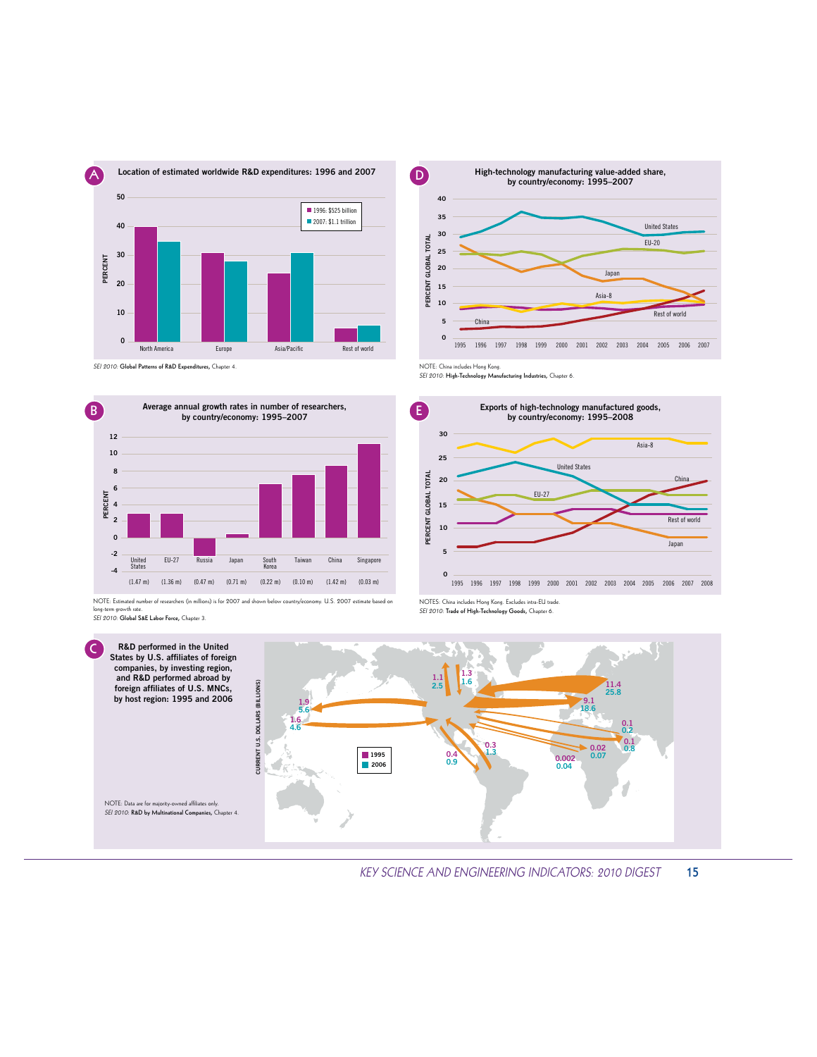**A** Location of estimated worldwide R&D expenditures: 1996 and 2007

PERCENT

50
40
30
20
10
0

1996: $525 billion
2007: $1.1 trillion

North America
Europe
Asia/Pacific
Rest of world

*SEI 2010:* **Global Patterns of R&D Expenditures,** Chapter 4.

**D** High-technology manufacturing value-added share, by country/economy: 1995–2007

PERCENT GLOBAL TOTAL

40
35
30
25
20
15
10
5
0

United States
EU-20
Japan
Asia-8
Rest of world
China

1995 1996 1997 1998 1999 2000 2001 2002 2003 2004 2005 2006 2007

NOTE: China includes Hong Kong.
*SEI 2010:* **High-Technology Manufacturing Industries,** Chapter 6.

**B** Average annual growth rates in number of researchers, by country/economy: 1995–2007

PERCENT

12
10
8
6
4
2
0
-2
-4

United States (1.47 m)
EU-27 (1.36 m)
Russia (0.47 m)
Japan (0.71 m)
South Korea (0.22 m)
Taiwan (0.10 m)
China (1.42 m)
Singapore (0.03 m)

NOTE: Estimated number of researchers (in millions) is for 2007 and shown below country/economy. U.S. 2007 estimate based on long-term growth rate.
*SEI 2010:* **Global S&E Labor Force,** Chapter 3.

**E** Exports of high-technology manufactured goods, by country/economy: 1995–2008

PERCENT GLOBAL TOTAL

30
25
20
15
10
5
0

Asia-8
United States
China
EU-27
Rest of world
Japan

1995 1996 1997 1998 1999 2000 2001 2002 2003 2004 2005 2006 2007 2008

NOTES: China includes Hong Kong. Excludes intra-EU trade.
*SEI 2010:* **Trade of High-Technology Goods,** Chapter 6.

**C** R&D performed in the United States by U.S. affiliates of foreign companies, by investing region, and R&D performed abroad by foreign affiliates of U.S. MNCs, by host region: 1995 and 2006

CURRENT U.S. DOLLARS (BILLIONS)

1995
2006

1.1
2.5

1.3
1.6

11.4
25.8

9.1
18.6

1.9
5.6

1.6
4.6

0.1
0.2

0.1
0.8

0.3
1.3

0.4
0.9

0.02
0.07

0.002
0.04

NOTE: Data are for majority-owned affiliates only.
*SEI 2010:* **R&D by Multinational Companies,** Chapter 4.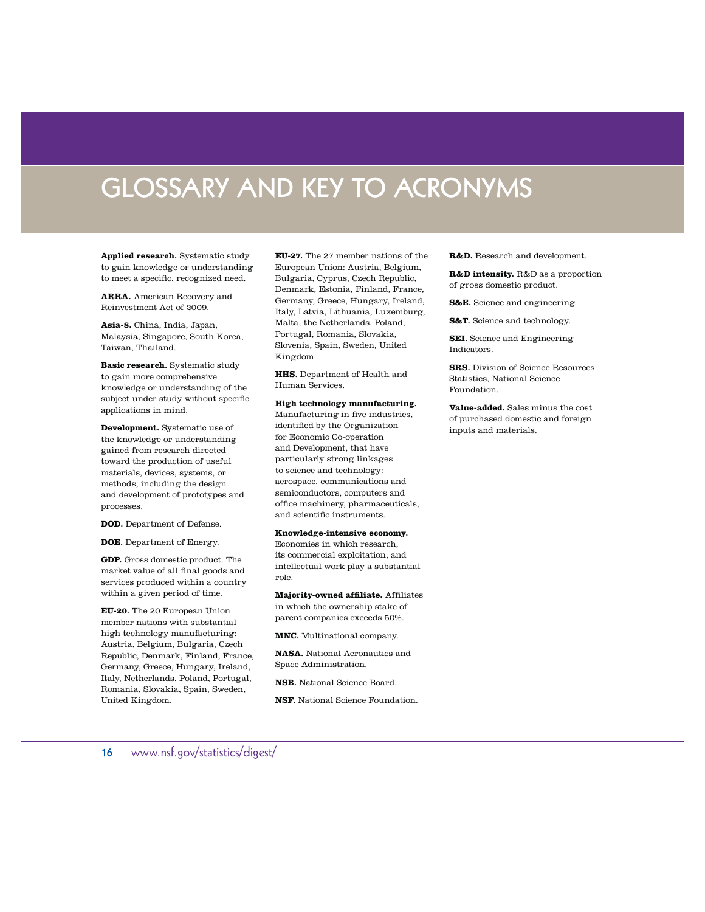# GLOSSARY AND KEY TO ACRONYMS

**Applied research.** Systematic study to gain knowledge or understanding to meet a specific, recognized need.

**ARRA.** American Recovery and Reinvestment Act of 2009.

**Asia-8.** China, India, Japan, Malaysia, Singapore, South Korea, Taiwan, Thailand.

**Basic research.** Systematic study to gain more comprehensive knowledge or understanding of the subject under study without specific applications in mind.

**Development.** Systematic use of the knowledge or understanding gained from research directed toward the production of useful materials, devices, systems, or methods, including the design and development of prototypes and processes.

**DOD.** Department of Defense.

**DOE.** Department of Energy.

**GDP.** Gross domestic product. The market value of all final goods and services produced within a country within a given period of time.

**EU-20.** The 20 European Union member nations with substantial high technology manufacturing: Austria, Belgium, Bulgaria, Czech Republic, Denmark, Finland, France, Germany, Greece, Hungary, Ireland, Italy, Netherlands, Poland, Portugal, Romania, Slovakia, Spain, Sweden, United Kingdom.

**EU-27.** The 27 member nations of the European Union: Austria, Belgium, Bulgaria, Cyprus, Czech Republic, Denmark, Estonia, Finland, France, Germany, Greece, Hungary, Ireland, Italy, Latvia, Lithuania, Luxemburg, Malta, the Netherlands, Poland, Portugal, Romania, Slovakia, Slovenia, Spain, Sweden, United Kingdom.

**HHS.** Department of Health and Human Services.

**High technology manufacturing.** Manufacturing in five industries, identified by the Organization for Economic Co-operation and Development, that have particularly strong linkages to science and technology: aerospace, communications and semiconductors, computers and office machinery, pharmaceuticals, and scientific instruments.

**Knowledge-intensive economy.** Economies in which research, its commercial exploitation, and intellectual work play a substantial role.

**Majority-owned affiliate.** Affiliates in which the ownership stake of parent companies exceeds 50%.

**MNC.** Multinational company.

**NASA.** National Aeronautics and Space Administration.

**NSB.** National Science Board.

**NSF.** National Science Foundation.

**R&D.** Research and development.

**R&D intensity.** R&D as a proportion of gross domestic product.

**S&E.** Science and engineering.

**S&T.** Science and technology.

**SEI.** Science and Engineering Indicators.

**SRS.** Division of Science Resources Statistics, National Science Foundation.

**Value-added.** Sales minus the cost of purchased domestic and foreign inputs and materials.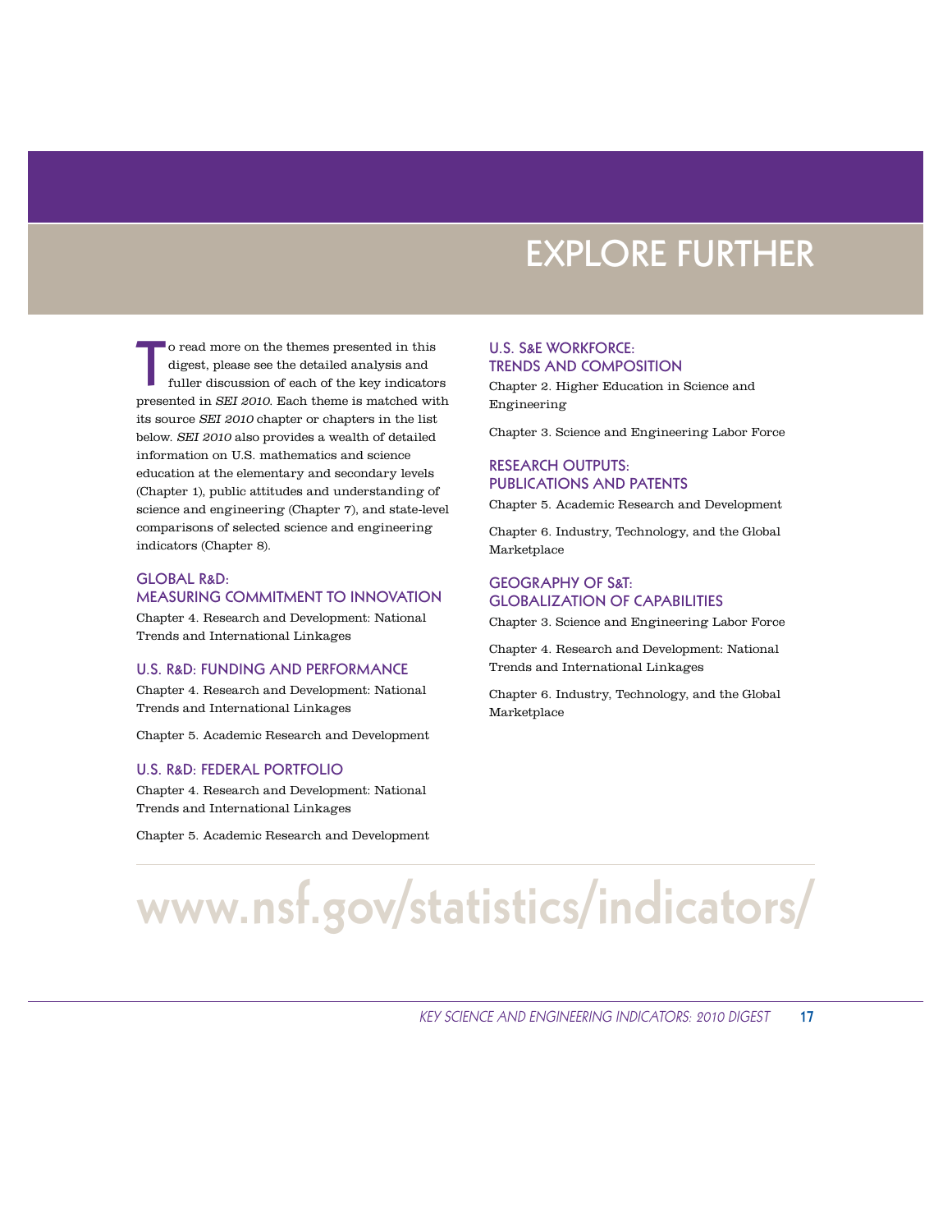# EXPLORE FURTHER

To read more on the themes presented in this digest, please see the detailed analysis and fuller discussion of each of the key indicators presented in *SEI 2010*. Each theme is matched with its source *SEI 2010* chapter or chapters in the list below. *SEI 2010* also provides a wealth of detailed information on U.S. mathematics and science education at the elementary and secondary levels (Chapter 1), public attitudes and understanding of science and engineering (Chapter 7), and state-level comparisons of selected science and engineering indicators (Chapter 8).

## GLOBAL R&D: MEASURING COMMITMENT TO INNOVATION

Chapter 4. Research and Development: National Trends and International Linkages

## U.S. R&D: FUNDING AND PERFORMANCE

Chapter 4. Research and Development: National Trends and International Linkages

Chapter 5. Academic Research and Development

## U.S. R&D: FEDERAL PORTFOLIO

Chapter 4. Research and Development: National Trends and International Linkages

Chapter 5. Academic Research and Development

## U.S. S&E WORKFORCE: TRENDS AND COMPOSITION

Chapter 2. Higher Education in Science and Engineering

Chapter 3. Science and Engineering Labor Force

## RESEARCH OUTPUTS: PUBLICATIONS AND PATENTS

Chapter 5. Academic Research and Development

Chapter 6. Industry, Technology, and the Global Marketplace

## GEOGRAPHY OF S&T: GLOBALIZATION OF CAPABILITIES

Chapter 3. Science and Engineering Labor Force

Chapter 4. Research and Development: National Trends and International Linkages

Chapter 6. Industry, Technology, and the Global Marketplace

www.nsf.gov/statistics/indicators/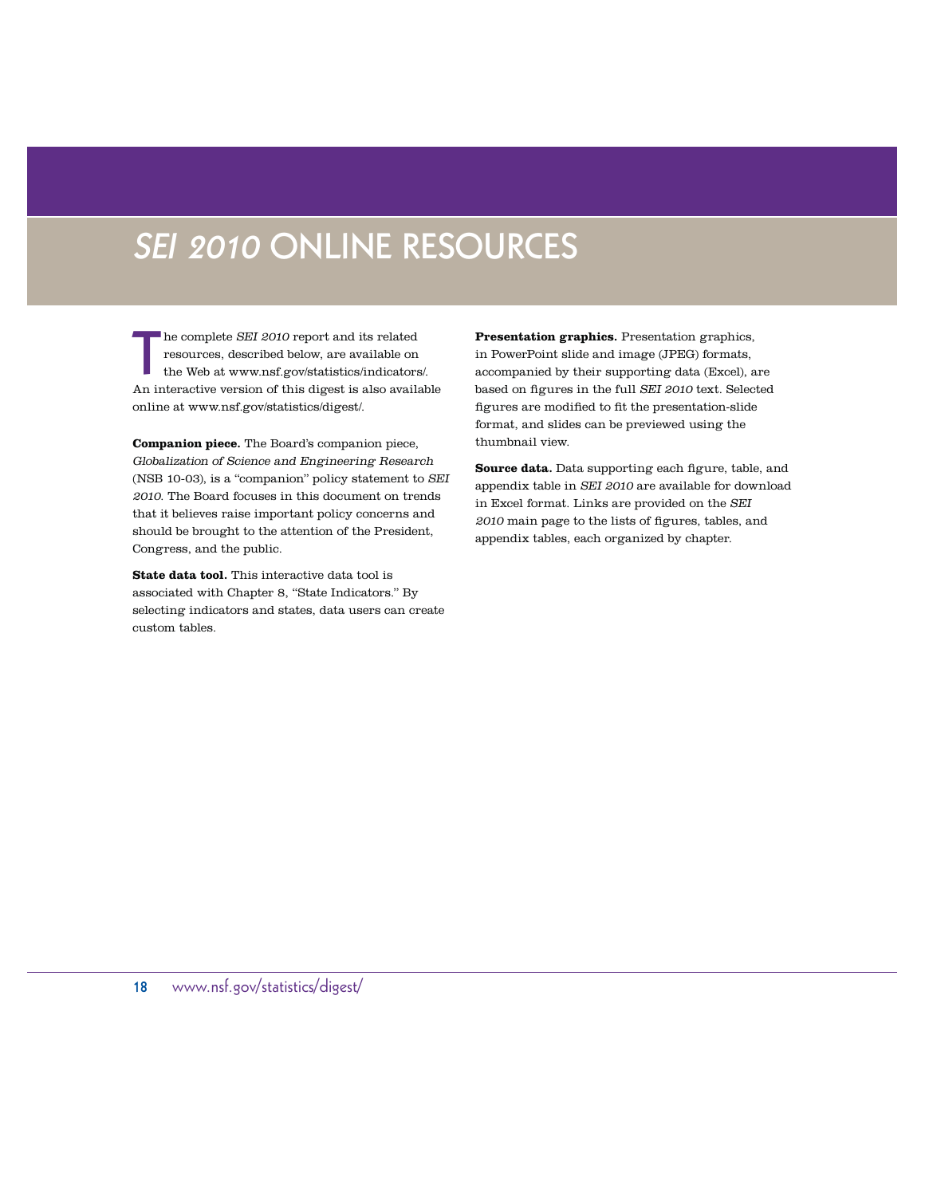# *SEI 2010* ONLINE RESOURCES

The complete *SEI 2010* report and its related resources, described below, are available on the Web at www.nsf.gov/statistics/indicators/. An interactive version of this digest is also available online at www.nsf.gov/statistics/digest/.

**Companion piece.** The Board's companion piece, *Globalization of Science and Engineering Research* (NSB 10-03), is a "companion" policy statement to *SEI 2010.* The Board focuses in this document on trends that it believes raise important policy concerns and should be brought to the attention of the President, Congress, and the public.

**State data tool.** This interactive data tool is associated with Chapter 8, "State Indicators." By selecting indicators and states, data users can create custom tables.

**Presentation graphics.** Presentation graphics, in PowerPoint slide and image (JPEG) formats, accompanied by their supporting data (Excel), are based on figures in the full *SEI 2010* text. Selected figures are modified to fit the presentation-slide format, and slides can be previewed using the thumbnail view.

**Source data.** Data supporting each figure, table, and appendix table in *SEI 2010* are available for download in Excel format. Links are provided on the *SEI 2010* main page to the lists of figures, tables, and appendix tables, each organized by chapter.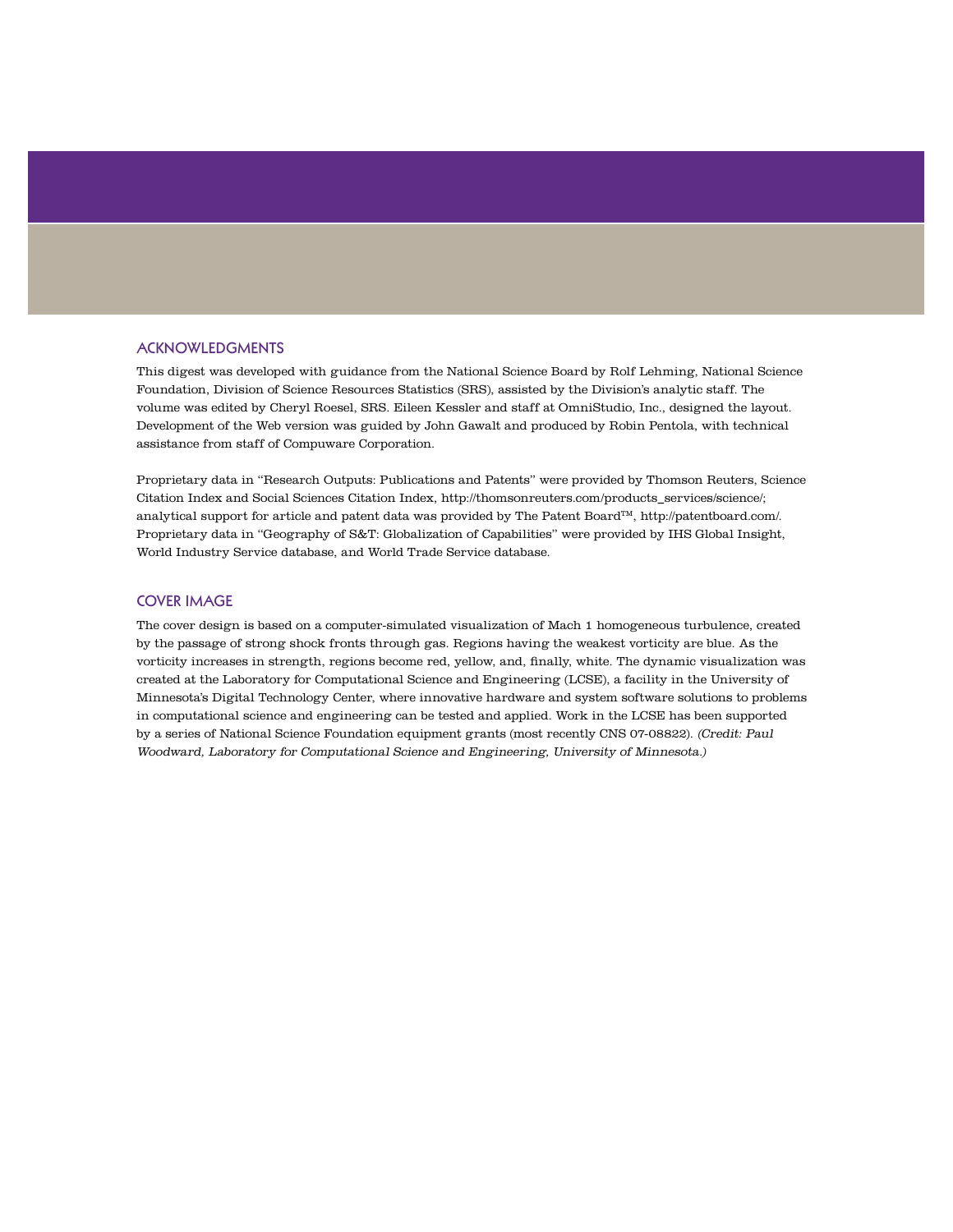## ACKNOWLEDGMENTS

This digest was developed with guidance from the National Science Board by Rolf Lehming, National Science Foundation, Division of Science Resources Statistics (SRS), assisted by the Division's analytic staff. The volume was edited by Cheryl Roesel, SRS. Eileen Kessler and staff at OmniStudio, Inc., designed the layout. Development of the Web version was guided by John Gawalt and produced by Robin Pentola, with technical assistance from staff of Compuware Corporation.

Proprietary data in "Research Outputs: Publications and Patents" were provided by Thomson Reuters, Science Citation Index and Social Sciences Citation Index, http://thomsonreuters.com/products_services/science/; analytical support for article and patent data was provided by The Patent Board™, http://patentboard.com/. Proprietary data in "Geography of S&T: Globalization of Capabilities" were provided by IHS Global Insight, World Industry Service database, and World Trade Service database.

## COVER IMAGE

The cover design is based on a computer-simulated visualization of Mach 1 homogeneous turbulence, created by the passage of strong shock fronts through gas. Regions having the weakest vorticity are blue. As the vorticity increases in strength, regions become red, yellow, and, finally, white. The dynamic visualization was created at the Laboratory for Computational Science and Engineering (LCSE), a facility in the University of Minnesota's Digital Technology Center, where innovative hardware and system software solutions to problems in computational science and engineering can be tested and applied. Work in the LCSE has been supported by a series of National Science Foundation equipment grants (most recently CNS 07-08822). *(Credit: Paul Woodward, Laboratory for Computational Science and Engineering, University of Minnesota.)*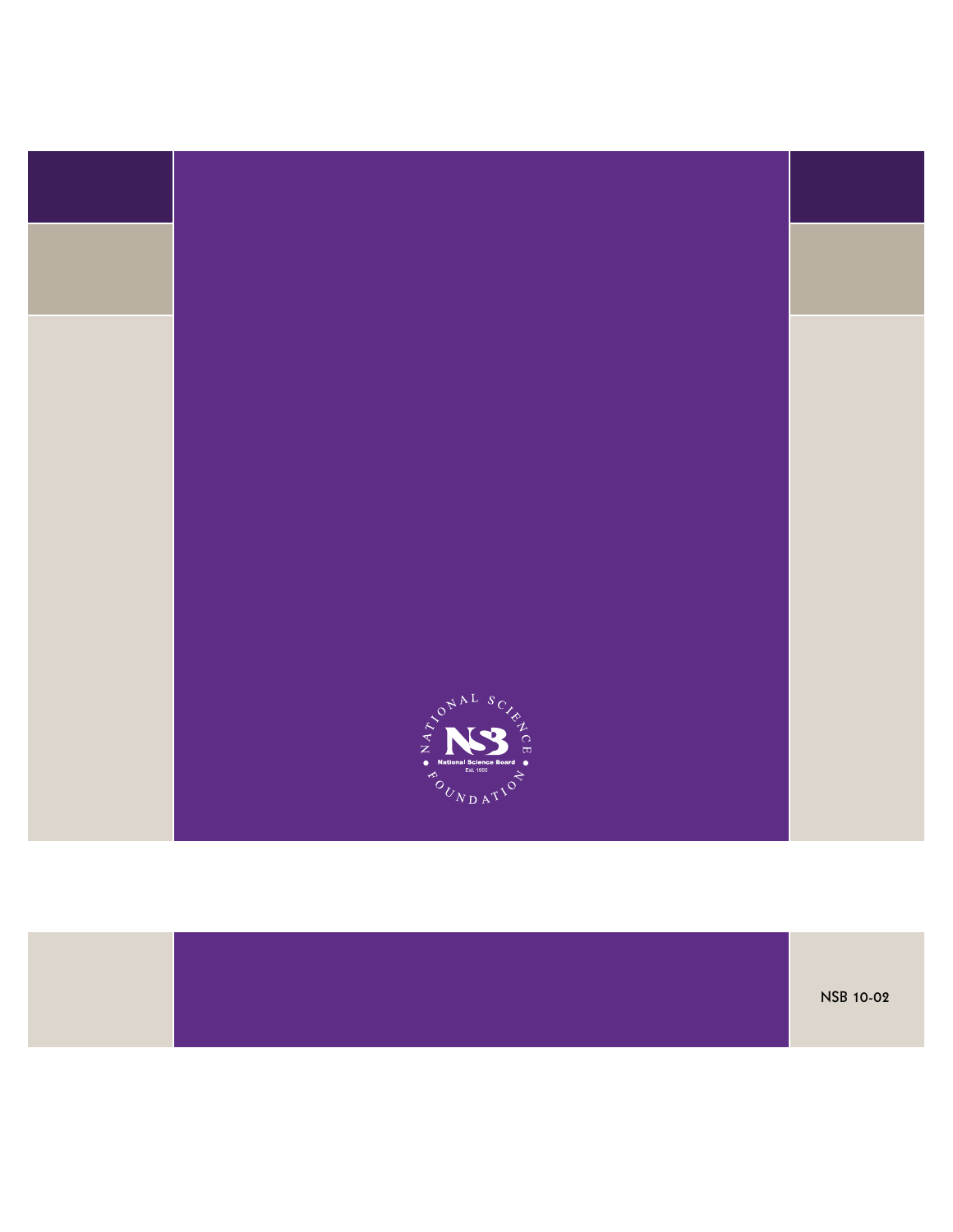NATIONAL SCIENCE FOUNDATION

National Science Board

Est. 1950

NSB 10-02